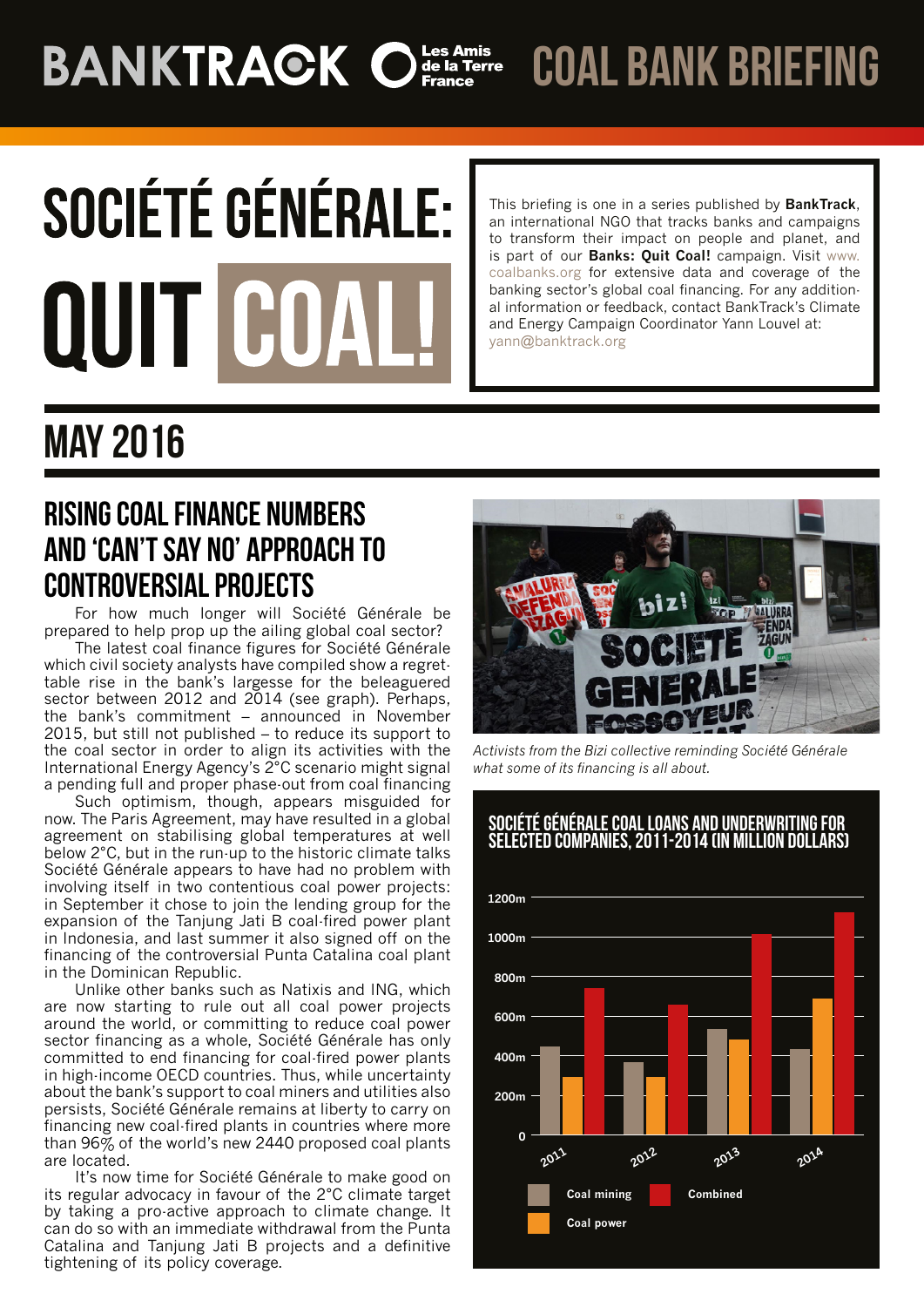BANKTRACK Les Amis de la Terre France COAL BANK BRIEFING

# SOCIÉTÉ GÉNÉRALE: QUIT COAL!

This briefing is one in a series published by **BankTrack**, an international NGO that tracks banks and campaigns to transform their impact on people and planet, and is part of our **Banks: Quit Coal!** campaign. Visit www.coalbanks.org for extensive data and coverage of the banking sector's global coal financing. For any additional information or feedback, contact BankTrack's Climate and Energy Campaign Coordinator Yann Louvel at: yann@banktrack.org

## MAY 2016

## RISING COAL FINANCE NUMBERS AND 'CAN'T SAY NO' APPROACH TO CONTROVERSIAL PROJECTS

For how much longer will Société Générale be prepared to help prop up the ailing global coal sector?

The latest coal finance figures for Société Générale which civil society analysts have compiled show a regrettable rise in the bank's largesse for the beleaguered sector between 2012 and 2014 (see graph). Perhaps, the bank's commitment – announced in November 2015, but still not published – to reduce its support to the coal sector in order to align its activities with the International Energy Agency's 2°C scenario might signal a pending full and proper phase-out from coal financing

Such optimism, though, appears misguided for now. The Paris Agreement, may have resulted in a global agreement on stabilising global temperatures at well below 2°C, but in the run-up to the historic climate talks Société Générale appears to have had no problem with involving itself in two contentious coal power projects: in September it chose to join the lending group for the expansion of the Tanjung Jati B coal-fired power plant in Indonesia, and last summer it also signed off on the financing of the controversial Punta Catalina coal plant in the Dominican Republic.

Unlike other banks such as Natixis and ING, which are now starting to rule out all coal power projects around the world, or committing to reduce coal power sector financing as a whole, Société Générale has only committed to end financing for coal-fired power plants in high-income OECD countries. Thus, while uncertainty about the bank's support to coal miners and utilities also persists, Société Générale remains at liberty to carry on financing new coal-fired plants in countries where more than 96% of the world's new 2440 proposed coal plants are located.

It's now time for Société Générale to make good on its regular advocacy in favour of the 2°C climate target by taking a pro-active approach to climate change. It can do so with an immediate withdrawal from the Punta Catalina and Tanjung Jati B projects and a definitive tightening of its policy coverage.

*Activists from the Bizi collective reminding Société Générale what some of its financing is all about.*

### SOCIÉTÉ GÉNÉRALE COAL LOANS AND UNDERWRITING FOR SELECTED COMPANIES, 2011-2014 (IN MILLION DOLLARS)

Legend: Coal mining, Coal power, Combined. Y-axis: 0 to 1200m. X-axis: 2011, 2012, 2013, 2014.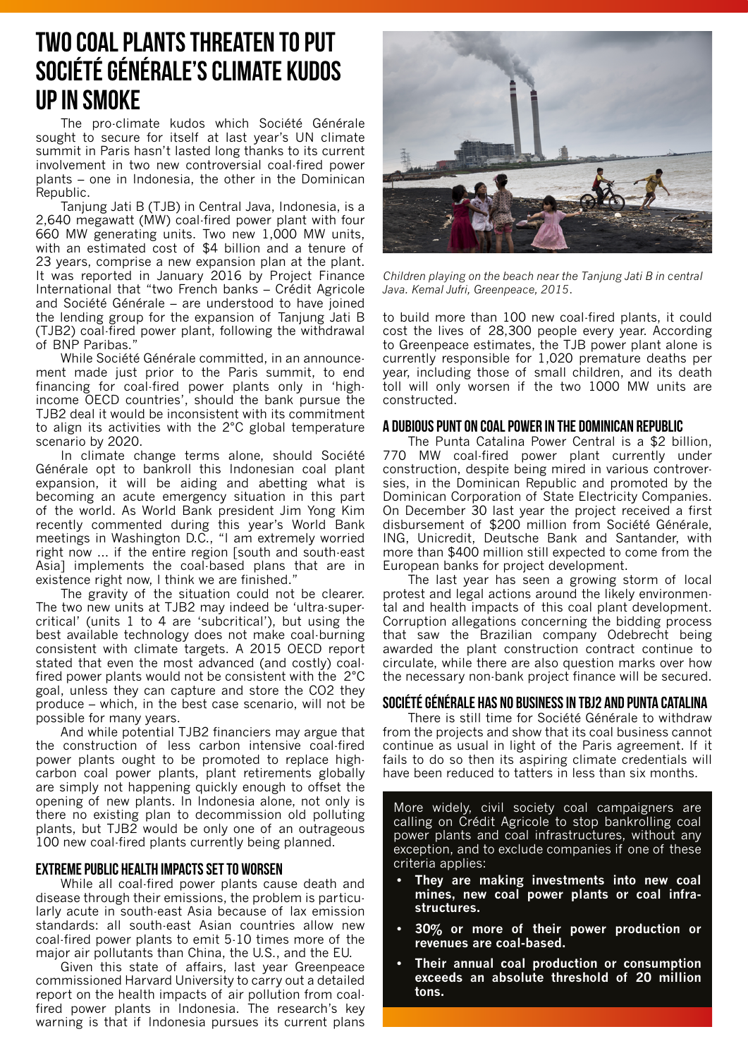# Two coal plants threaten to put Société Générale's climate kudos up in smoke

The pro-climate kudos which Société Générale sought to secure for itself at last year's UN climate summit in Paris hasn't lasted long thanks to its current involvement in two new controversial coal-fired power plants – one in Indonesia, the other in the Dominican Republic.

Tanjung Jati B (TJB) in Central Java, Indonesia, is a 2,640 megawatt (MW) coal-fired power plant with four 660 MW generating units. Two new 1,000 MW units, with an estimated cost of $4 billion and a tenure of 23 years, comprise a new expansion plan at the plant. It was reported in January 2016 by Project Finance International that "two French banks – Crédit Agricole and Société Générale – are understood to have joined the lending group for the expansion of Tanjung Jati B (TJB2) coal-fired power plant, following the withdrawal of BNP Paribas."

While Société Générale committed, in an announcement made just prior to the Paris summit, to end financing for coal-fired power plants only in 'high-income OECD countries', should the bank pursue the TJB2 deal it would be inconsistent with its commitment to align its activities with the 2°C global temperature scenario by 2020.

In climate change terms alone, should Société Générale opt to bankroll this Indonesian coal plant expansion, it will be aiding and abetting what is becoming an acute emergency situation in this part of the world. As World Bank president Jim Yong Kim recently commented during this year's World Bank meetings in Washington D.C., "I am extremely worried right now ... if the entire region [south and south-east Asia] implements the coal-based plans that are in existence right now, I think we are finished."

The gravity of the situation could not be clearer. The two new units at TJB2 may indeed be 'ultra-supercritical' (units 1 to 4 are 'subcritical'), but using the best available technology does not make coal-burning consistent with climate targets. A 2015 OECD report stated that even the most advanced (and costly) coal-fired power plants would not be consistent with the 2°C goal, unless they can capture and store the CO2 they produce – which, in the best case scenario, will not be possible for many years.

And while potential TJB2 financiers may argue that the construction of less carbon intensive coal-fired power plants ought to be promoted to replace high-carbon coal power plants, plant retirements globally are simply not happening quickly enough to offset the opening of new plants. In Indonesia alone, not only is there no existing plan to decommission old polluting plants, but TJB2 would be only one of an outrageous 100 new coal-fired plants currently being planned.

## Extreme public health impacts set to worsen

While all coal-fired power plants cause death and disease through their emissions, the problem is particularly acute in south-east Asia because of lax emission standards: all south-east Asian countries allow new coal-fired power plants to emit 5-10 times more of the major air pollutants than China, the U.S., and the EU.

Given this state of affairs, last year Greenpeace commissioned Harvard University to carry out a detailed report on the health impacts of air pollution from coal-fired power plants in Indonesia. The research's key warning is that if Indonesia pursues its current plans to build more than 100 new coal-fired plants, it could cost the lives of 28,300 people every year. According to Greenpeace estimates, the TJB power plant alone is currently responsible for 1,020 premature deaths per year, including those of small children, and its death toll will only worsen if the two 1000 MW units are constructed.

*Children playing on the beach near the Tanjung Jati B in central Java. Kemal Jufri, Greenpeace, 2015.*

## A dubious punt on coal power in the Dominican Republic

The Punta Catalina Power Central is a $2 billion, 770 MW coal-fired power plant currently under construction, despite being mired in various controversies, in the Dominican Republic and promoted by the Dominican Corporation of State Electricity Companies. On December 30 last year the project received a first disbursement of $200 million from Société Générale, ING, Unicredit, Deutsche Bank and Santander, with more than $400 million still expected to come from the European banks for project development.

The last year has seen a growing storm of local protest and legal actions around the likely environmental and health impacts of this coal plant development. Corruption allegations concerning the bidding process that saw the Brazilian company Odebrecht being awarded the plant construction contract continue to circulate, while there are also question marks over how the necessary non-bank project finance will be secured.

## Société Générale has no business in TBJ2 and Punta Catalina

There is still time for Société Générale to withdraw from the projects and show that its coal business cannot continue as usual in light of the Paris agreement. If it fails to do so then its aspiring climate credentials will have been reduced to tatters in less than six months.

More widely, civil society coal campaigners are calling on Crédit Agricole to stop bankrolling coal power plants and coal infrastructures, without any exception, and to exclude companies if one of these criteria applies:

- **They are making investments into new coal mines, new coal power plants or coal infrastructures.**
- **30% or more of their power production or revenues are coal-based.**
- **Their annual coal production or consumption exceeds an absolute threshold of 20 million tons.**